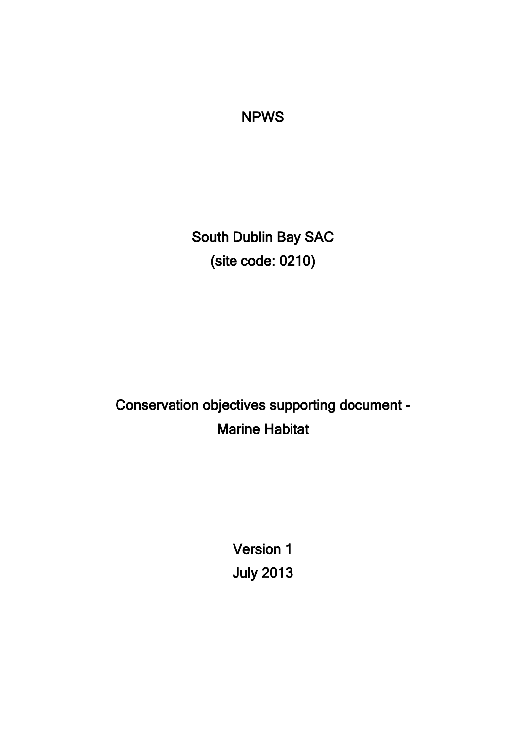NPWS

# South Dublin Bay SAC
# (site code: 0210)

## Conservation objectives supporting document - Marine Habitat

Version 1

July 2013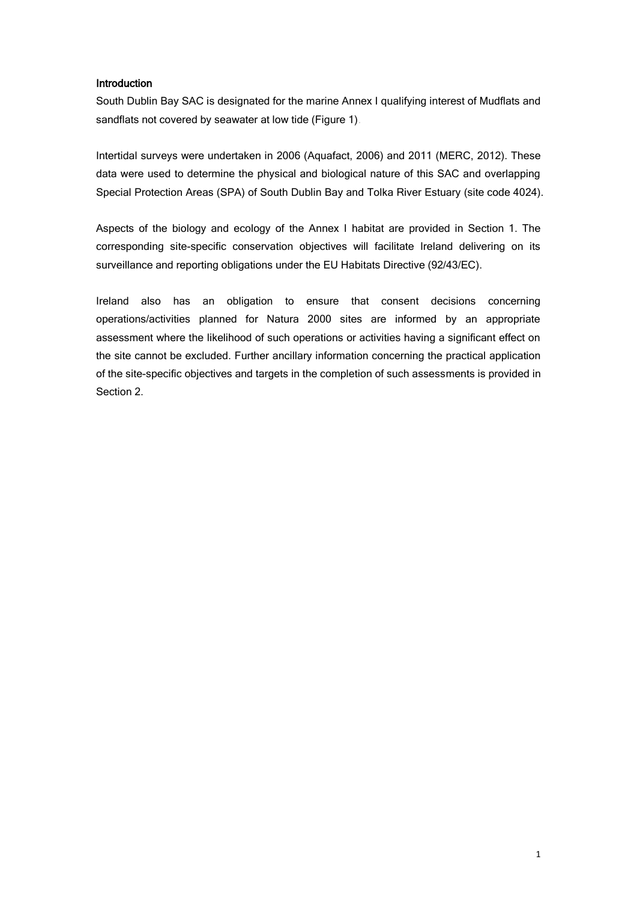## Introduction

South Dublin Bay SAC is designated for the marine Annex I qualifying interest of Mudflats and sandflats not covered by seawater at low tide (Figure 1).

Intertidal surveys were undertaken in 2006 (Aquafact, 2006) and 2011 (MERC, 2012). These data were used to determine the physical and biological nature of this SAC and overlapping Special Protection Areas (SPA) of South Dublin Bay and Tolka River Estuary (site code 4024).

Aspects of the biology and ecology of the Annex I habitat are provided in Section 1. The corresponding site-specific conservation objectives will facilitate Ireland delivering on its surveillance and reporting obligations under the EU Habitats Directive (92/43/EC).

Ireland also has an obligation to ensure that consent decisions concerning operations/activities planned for Natura 2000 sites are informed by an appropriate assessment where the likelihood of such operations or activities having a significant effect on the site cannot be excluded. Further ancillary information concerning the practical application of the site-specific objectives and targets in the completion of such assessments is provided in Section 2.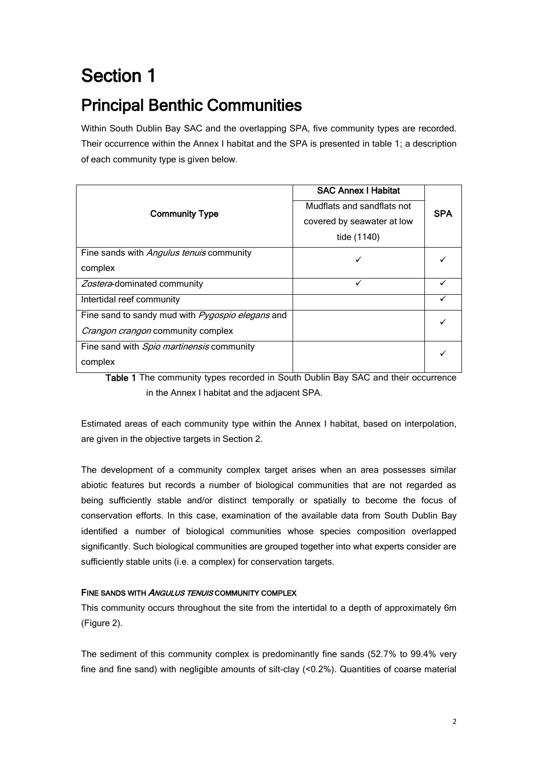# Section 1

## Principal Benthic Communities

Within South Dublin Bay SAC and the overlapping SPA, five community types are recorded. Their occurrence within the Annex I habitat and the SPA is presented in table 1; a description of each community type is given below.

| Community Type | SAC Annex I Habitat | SPA |
|---|---|---|
| | Mudflats and sandflats not covered by seawater at low tide (1140) | |
| Fine sands with *Angulus tenuis* community complex | ✓ | ✓ |
| *Zostera*-dominated community | ✓ | ✓ |
| Intertidal reef community | | ✓ |
| Fine sand to sandy mud with *Pygospio elegans* and *Crangon crangon* community complex | | ✓ |
| Fine sand with *Spio martinensis* community complex | | ✓ |

**Table 1** The community types recorded in South Dublin Bay SAC and their occurrence in the Annex I habitat and the adjacent SPA.

Estimated areas of each community type within the Annex I habitat, based on interpolation, are given in the objective targets in Section 2.

The development of a community complex target arises when an area possesses similar abiotic features but records a number of biological communities that are not regarded as being sufficiently stable and/or distinct temporally or spatially to become the focus of conservation efforts. In this case, examination of the available data from South Dublin Bay identified a number of biological communities whose species composition overlapped significantly. Such biological communities are grouped together into what experts consider are sufficiently stable units (i.e. a complex) for conservation targets.

#### FINE SANDS WITH *ANGULUS TENUIS* COMMUNITY COMPLEX

This community occurs throughout the site from the intertidal to a depth of approximately 6m (Figure 2).

The sediment of this community complex is predominantly fine sands (52.7% to 99.4% very fine and fine sand) with negligible amounts of silt-clay (<0.2%). Quantities of coarse material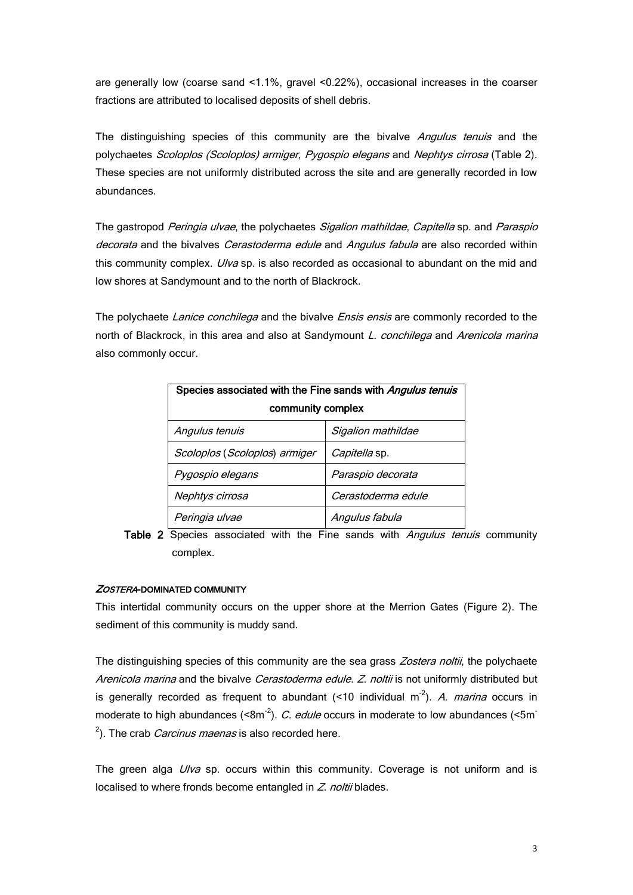are generally low (coarse sand <1.1%, gravel <0.22%), occasional increases in the coarser fractions are attributed to localised deposits of shell debris.

The distinguishing species of this community are the bivalve *Angulus tenuis* and the polychaetes *Scoloplos (Scoloplos) armiger*, *Pygospio elegans* and *Nephtys cirrosa* (Table 2). These species are not uniformly distributed across the site and are generally recorded in low abundances.

The gastropod *Peringia ulvae*, the polychaetes *Sigalion mathildae*, *Capitella* sp. and *Paraspio decorata* and the bivalves *Cerastoderma edule* and *Angulus fabula* are also recorded within this community complex. *Ulva* sp. is also recorded as occasional to abundant on the mid and low shores at Sandymount and to the north of Blackrock.

The polychaete *Lanice conchilega* and the bivalve *Ensis ensis* are commonly recorded to the north of Blackrock, in this area and also at Sandymount *L. conchilega* and *Arenicola marina* also commonly occur.

| Species associated with the Fine sands with *Angulus tenuis* community complex | |
|---|---|
| *Angulus tenuis* | *Sigalion mathildae* |
| *Scoloplos* (*Scoloplos*) *armiger* | *Capitella* sp. |
| *Pygospio elegans* | *Paraspio decorata* |
| *Nephtys cirrosa* | *Cerastoderma edule* |
| *Peringia ulvae* | *Angulus fabula* |

**Table 2** Species associated with the Fine sands with *Angulus tenuis* community complex.

#### *ZOSTERA*-DOMINATED COMMUNITY

This intertidal community occurs on the upper shore at the Merrion Gates (Figure 2). The sediment of this community is muddy sand.

The distinguishing species of this community are the sea grass *Zostera noltii*, the polychaete *Arenicola marina* and the bivalve *Cerastoderma edule*. *Z. noltii* is not uniformly distributed but is generally recorded as frequent to abundant (<10 individual $m^{-2}$). *A. marina* occurs in moderate to high abundances (<8$m^{-2}$). *C. edule* occurs in moderate to low abundances (<5$m^{-2}$). The crab *Carcinus maenas* is also recorded here.

The green alga *Ulva* sp. occurs within this community. Coverage is not uniform and is localised to where fronds become entangled in *Z. noltii* blades.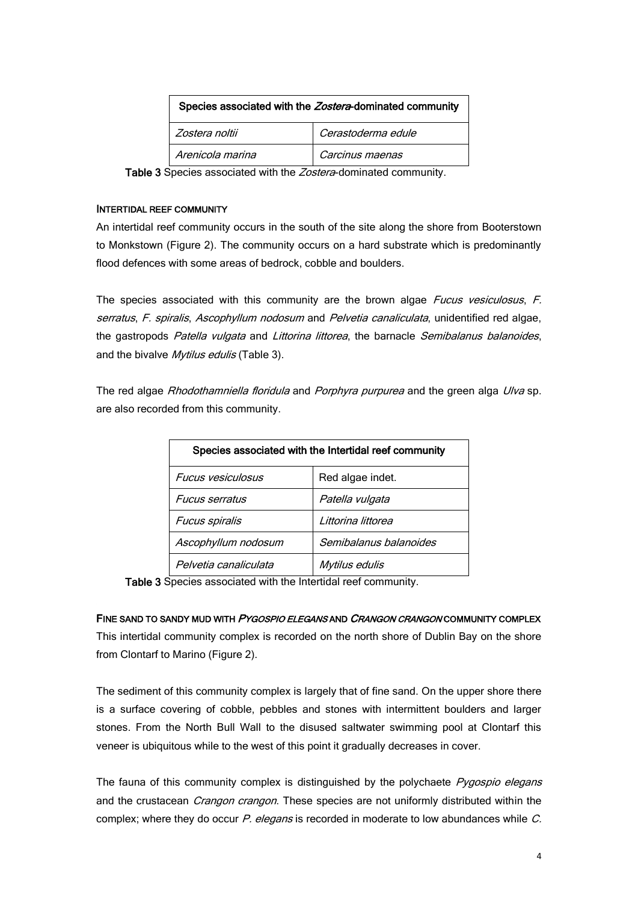| Species associated with the *Zostera*-dominated community | |
|---|---|
| *Zostera noltii* | *Cerastoderma edule* |
| *Arenicola marina* | *Carcinus maenas* |

**Table 3** Species associated with the *Zostera*-dominated community.

#### INTERTIDAL REEF COMMUNITY

An intertidal reef community occurs in the south of the site along the shore from Booterstown to Monkstown (Figure 2). The community occurs on a hard substrate which is predominantly flood defences with some areas of bedrock, cobble and boulders.

The species associated with this community are the brown algae *Fucus vesiculosus*, *F. serratus*, *F. spiralis*, *Ascophyllum nodosum* and *Pelvetia canaliculata*, unidentified red algae, the gastropods *Patella vulgata* and *Littorina littorea*, the barnacle *Semibalanus balanoides*, and the bivalve *Mytilus edulis* (Table 3).

The red algae *Rhodothamniella floridula* and *Porphyra purpurea* and the green alga *Ulva* sp. are also recorded from this community.

| Species associated with the Intertidal reef community | |
|---|---|
| *Fucus vesiculosus* | Red algae indet. |
| *Fucus serratus* | *Patella vulgata* |
| *Fucus spiralis* | *Littorina littorea* |
| *Ascophyllum nodosum* | *Semibalanus balanoides* |
| *Pelvetia canaliculata* | *Mytilus edulis* |

**Table 3** Species associated with the Intertidal reef community.

#### FINE SAND TO SANDY MUD WITH *PYGOSPIO ELEGANS* AND *CRANGON CRANGON* COMMUNITY COMPLEX

This intertidal community complex is recorded on the north shore of Dublin Bay on the shore from Clontarf to Marino (Figure 2).

The sediment of this community complex is largely that of fine sand. On the upper shore there is a surface covering of cobble, pebbles and stones with intermittent boulders and larger stones. From the North Bull Wall to the disused saltwater swimming pool at Clontarf this veneer is ubiquitous while to the west of this point it gradually decreases in cover.

The fauna of this community complex is distinguished by the polychaete *Pygospio elegans* and the crustacean *Crangon crangon*. These species are not uniformly distributed within the complex; where they do occur *P. elegans* is recorded in moderate to low abundances while *C.*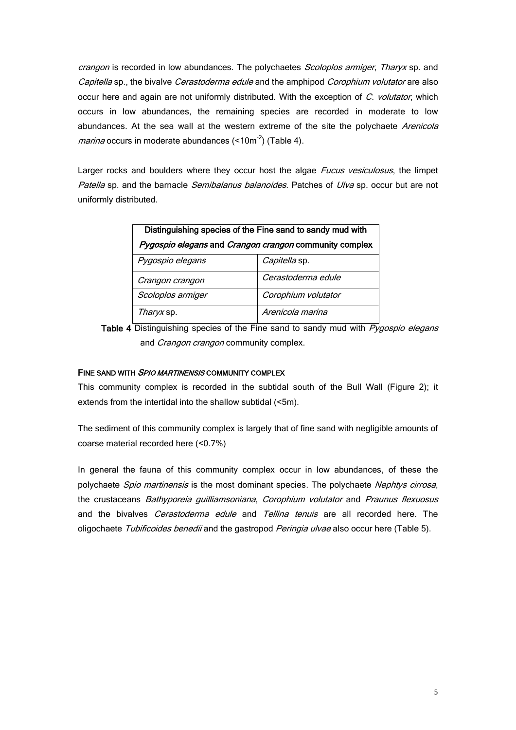*crangon* is recorded in low abundances. The polychaetes *Scoloplos armiger*, *Tharyx* sp. and *Capitella* sp., the bivalve *Cerastoderma edule* and the amphipod *Corophium volutator* are also occur here and again are not uniformly distributed. With the exception of *C. volutator*, which occurs in low abundances, the remaining species are recorded in moderate to low abundances. At the sea wall at the western extreme of the site the polychaete *Arenicola marina* occurs in moderate abundances (<10m$^{-2}$) (Table 4).

Larger rocks and boulders where they occur host the algae *Fucus vesiculosus*, the limpet *Patella* sp. and the barnacle *Semibalanus balanoides*. Patches of *Ulva* sp. occur but are not uniformly distributed.

| **Distinguishing species of the Fine sand to sandy mud with *Pygospio elegans* and *Crangon crangon* community complex** | |
|---|---|
| *Pygospio elegans* | *Capitella* sp. |
| *Crangon crangon* | *Cerastoderma edule* |
| *Scoloplos armiger* | *Corophium volutator* |
| *Tharyx* sp. | *Arenicola marina* |

**Table 4** Distinguishing species of the Fine sand to sandy mud with *Pygospio elegans* and *Crangon crangon* community complex.

**FINE SAND WITH *SPIO MARTINENSIS* COMMUNITY COMPLEX**

This community complex is recorded in the subtidal south of the Bull Wall (Figure 2); it extends from the intertidal into the shallow subtidal (<5m).

The sediment of this community complex is largely that of fine sand with negligible amounts of coarse material recorded here (<0.7%)

In general the fauna of this community complex occur in low abundances, of these the polychaete *Spio martinensis* is the most dominant species. The polychaete *Nephtys cirrosa*, the crustaceans *Bathyporeia guilliamsoniana*, *Corophium volutator* and *Praunus flexuosus* and the bivalves *Cerastoderma edule* and *Tellina tenuis* are all recorded here. The oligochaete *Tubificoides benedii* and the gastropod *Peringia ulvae* also occur here (Table 5).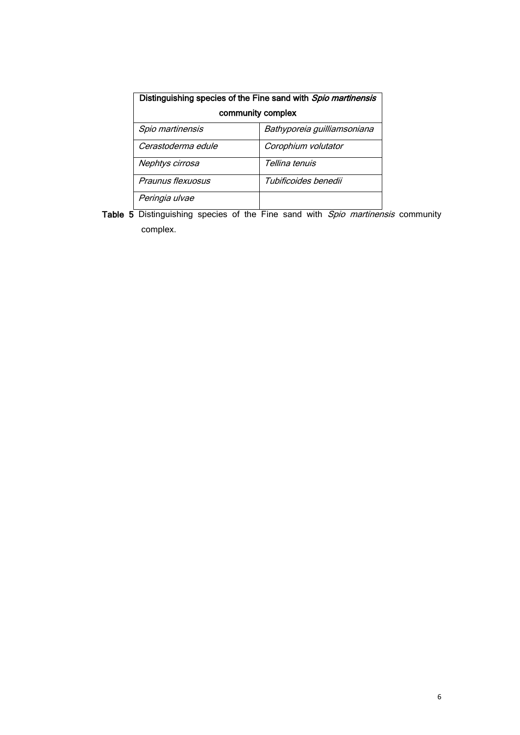| Distinguishing species of the Fine sand with *Spio martinensis* community complex | |
|---|---|
| *Spio martinensis* | *Bathyporeia guilliamsoniana* |
| *Cerastoderma edule* | *Corophium volutator* |
| *Nephtys cirrosa* | *Tellina tenuis* |
| *Praunus flexuosus* | *Tubificoides benedii* |
| *Peringia ulvae* | |

**Table 5** Distinguishing species of the Fine sand with *Spio martinensis* community complex.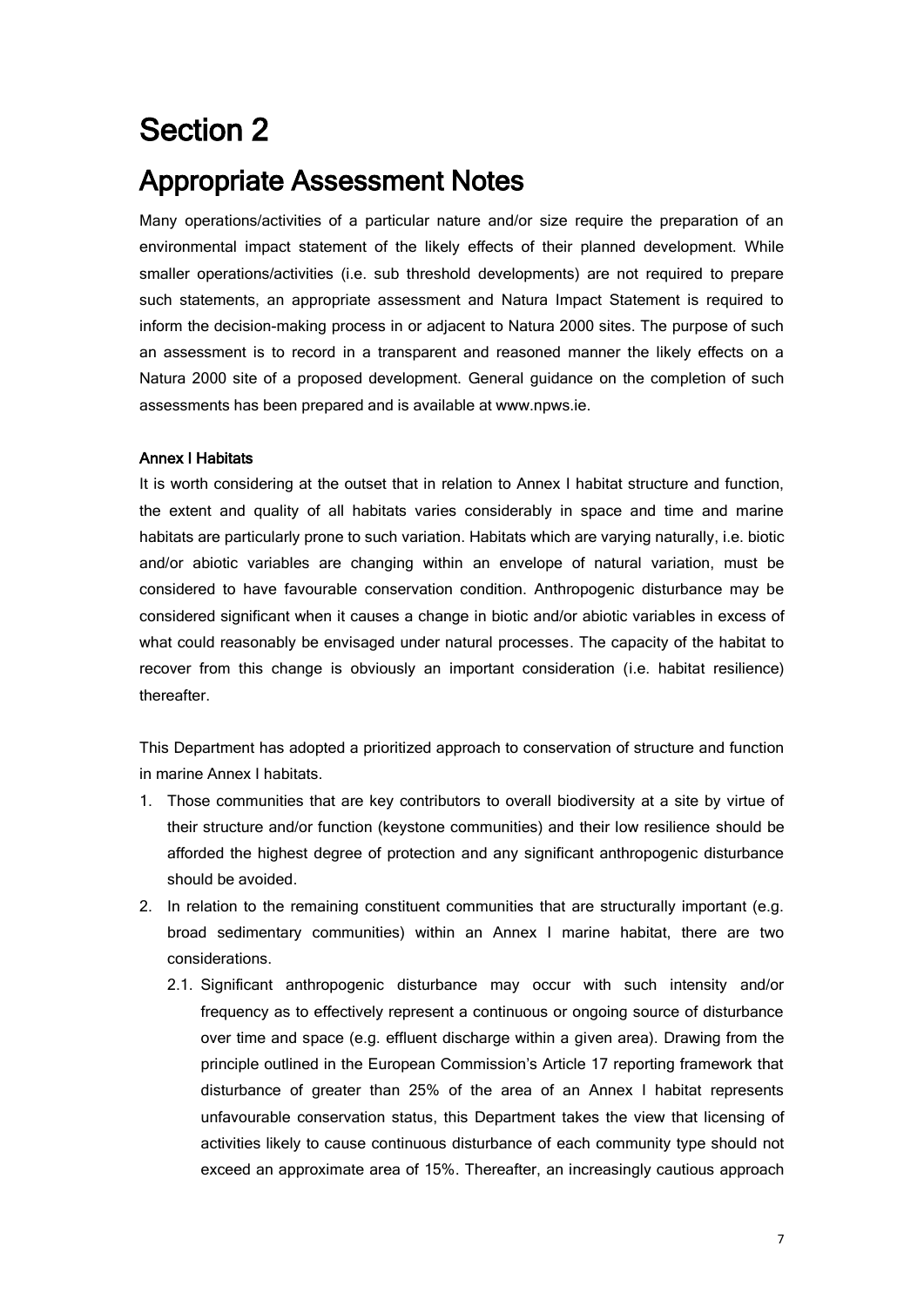# Section 2

## Appropriate Assessment Notes

Many operations/activities of a particular nature and/or size require the preparation of an environmental impact statement of the likely effects of their planned development. While smaller operations/activities (i.e. sub threshold developments) are not required to prepare such statements, an appropriate assessment and Natura Impact Statement is required to inform the decision-making process in or adjacent to Natura 2000 sites. The purpose of such an assessment is to record in a transparent and reasoned manner the likely effects on a Natura 2000 site of a proposed development. General guidance on the completion of such assessments has been prepared and is available at www.npws.ie.

#### Annex I Habitats

It is worth considering at the outset that in relation to Annex I habitat structure and function, the extent and quality of all habitats varies considerably in space and time and marine habitats are particularly prone to such variation. Habitats which are varying naturally, i.e. biotic and/or abiotic variables are changing within an envelope of natural variation, must be considered to have favourable conservation condition. Anthropogenic disturbance may be considered significant when it causes a change in biotic and/or abiotic variables in excess of what could reasonably be envisaged under natural processes. The capacity of the habitat to recover from this change is obviously an important consideration (i.e. habitat resilience) thereafter.

This Department has adopted a prioritized approach to conservation of structure and function in marine Annex I habitats.

1. Those communities that are key contributors to overall biodiversity at a site by virtue of their structure and/or function (keystone communities) and their low resilience should be afforded the highest degree of protection and any significant anthropogenic disturbance should be avoided.
2. In relation to the remaining constituent communities that are structurally important (e.g. broad sedimentary communities) within an Annex I marine habitat, there are two considerations.
   - 2.1. Significant anthropogenic disturbance may occur with such intensity and/or frequency as to effectively represent a continuous or ongoing source of disturbance over time and space (e.g. effluent discharge within a given area). Drawing from the principle outlined in the European Commission's Article 17 reporting framework that disturbance of greater than 25% of the area of an Annex I habitat represents unfavourable conservation status, this Department takes the view that licensing of activities likely to cause continuous disturbance of each community type should not exceed an approximate area of 15%. Thereafter, an increasingly cautious approach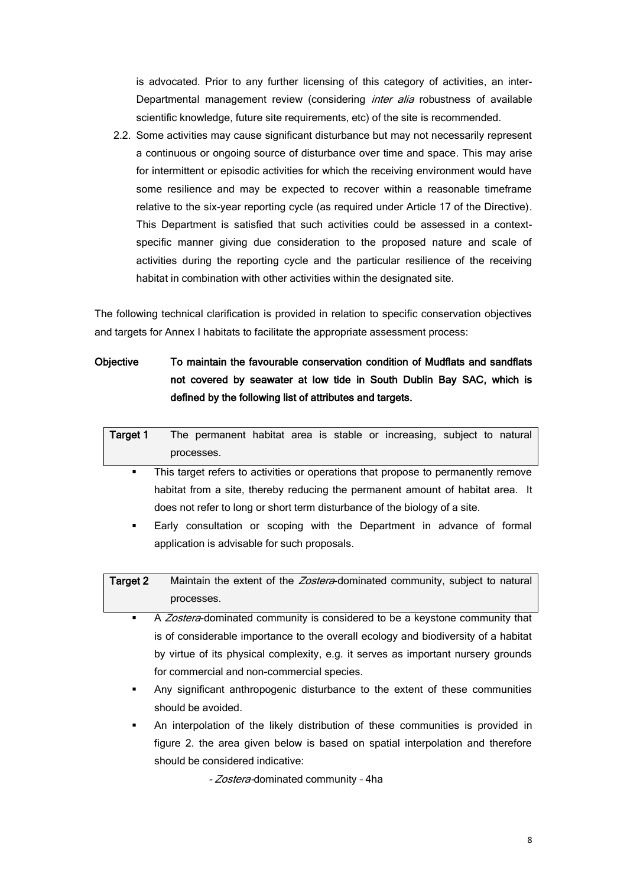is advocated. Prior to any further licensing of this category of activities, an inter-Departmental management review (considering *inter alia* robustness of available scientific knowledge, future site requirements, etc) of the site is recommended.

2.2. Some activities may cause significant disturbance but may not necessarily represent a continuous or ongoing source of disturbance over time and space. This may arise for intermittent or episodic activities for which the receiving environment would have some resilience and may be expected to recover within a reasonable timeframe relative to the six-year reporting cycle (as required under Article 17 of the Directive). This Department is satisfied that such activities could be assessed in a context-specific manner giving due consideration to the proposed nature and scale of activities during the reporting cycle and the particular resilience of the receiving habitat in combination with other activities within the designated site.

The following technical clarification is provided in relation to specific conservation objectives and targets for Annex I habitats to facilitate the appropriate assessment process:

**Objective** **To maintain the favourable conservation condition of Mudflats and sandflats not covered by seawater at low tide in South Dublin Bay SAC, which is defined by the following list of attributes and targets.**

| **Target 1** | The permanent habitat area is stable or increasing, subject to natural processes. |
|---|---|

- This target refers to activities or operations that propose to permanently remove habitat from a site, thereby reducing the permanent amount of habitat area. It does not refer to long or short term disturbance of the biology of a site.
- Early consultation or scoping with the Department in advance of formal application is advisable for such proposals.

| **Target 2** | Maintain the extent of the *Zostera*-dominated community, subject to natural processes. |
|---|---|

- A *Zostera*-dominated community is considered to be a keystone community that is of considerable importance to the overall ecology and biodiversity of a habitat by virtue of its physical complexity, e.g. it serves as important nursery grounds for commercial and non-commercial species.
- Any significant anthropogenic disturbance to the extent of these communities should be avoided.
- An interpolation of the likely distribution of these communities is provided in figure 2. the area given below is based on spatial interpolation and therefore should be considered indicative:

  - *Zostera*-dominated community – 4ha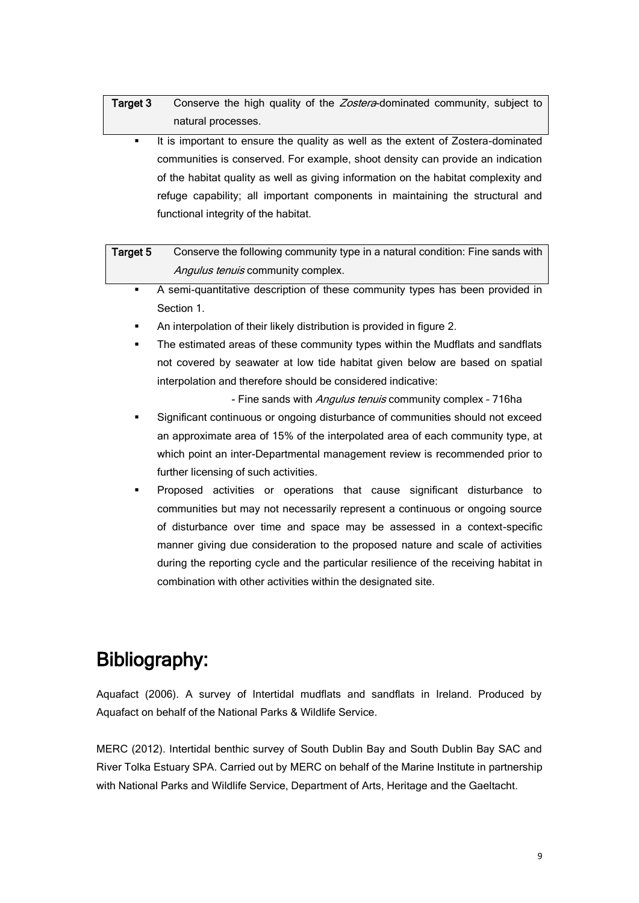| Target 3 | Conserve the high quality of the *Zostera*-dominated community, subject to natural processes. |
|---|---|

- It is important to ensure the quality as well as the extent of Zostera-dominated communities is conserved. For example, shoot density can provide an indication of the habitat quality as well as giving information on the habitat complexity and refuge capability; all important components in maintaining the structural and functional integrity of the habitat.

| Target 5 | Conserve the following community type in a natural condition: Fine sands with *Angulus tenuis* community complex. |
|---|---|

- A semi-quantitative description of these community types has been provided in Section 1.
- An interpolation of their likely distribution is provided in figure 2.
- The estimated areas of these community types within the Mudflats and sandflats not covered by seawater at low tide habitat given below are based on spatial interpolation and therefore should be considered indicative:

  - Fine sands with *Angulus tenuis* community complex – 716ha

- Significant continuous or ongoing disturbance of communities should not exceed an approximate area of 15% of the interpolated area of each community type, at which point an inter-Departmental management review is recommended prior to further licensing of such activities.
- Proposed activities or operations that cause significant disturbance to communities but may not necessarily represent a continuous or ongoing source of disturbance over time and space may be assessed in a context-specific manner giving due consideration to the proposed nature and scale of activities during the reporting cycle and the particular resilience of the receiving habitat in combination with other activities within the designated site.

# Bibliography:

Aquafact (2006). A survey of Intertidal mudflats and sandflats in Ireland. Produced by Aquafact on behalf of the National Parks & Wildlife Service.

MERC (2012). Intertidal benthic survey of South Dublin Bay and South Dublin Bay SAC and River Tolka Estuary SPA. Carried out by MERC on behalf of the Marine Institute in partnership with National Parks and Wildlife Service, Department of Arts, Heritage and the Gaeltacht.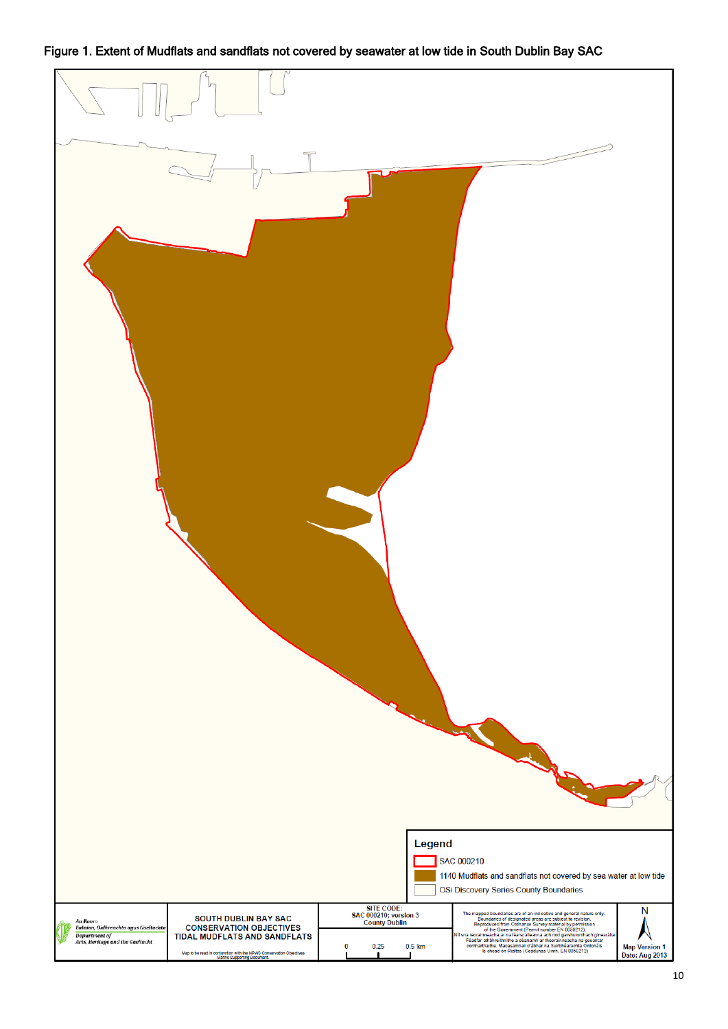Figure 1. Extent of Mudflats and sandflats not covered by seawater at low tide in South Dublin Bay SAC

Legend

SAC 000210

1140 Mudflats and sandflats not covered by sea water at low tide

OSi Discovery Series County Boundaries

An Roinn Ealaíon, Oidhreachta agus Gaeltachta

Department of Arts, Heritage and the Gaeltacht

SOUTH DUBLIN BAY SAC
CONSERVATION OBJECTIVES
TIDAL MUDFLATS AND SANDFLATS

Map to be read in conjunction with the NPWS Conservation Objectives Marine Supporting Document.

SITE CODE:
SAC 000210; version 3
County Dublin

0 0.25 0.5 km

The mapped boundaries are of an indicative and general nature only. Boundaries of designated areas are subject to revision. Reproduced from Ordnance Survey material by permission of the Government (Permit number EN 0059212)
Níl sna teorainneacha ar na léarscáileanna ach nod garshuíomhach ginearálta. Féadfar athbhreithnithe a dhéanamh ar theorainneacha na gceantar comharthaithe. Macasamhail d'ábhar na Suirbhéarachta Ordonáis le chead ón Rialtas (Ceadúnas Uimh. EN 0059212)

N

Map Version 1
Date: Aug 2013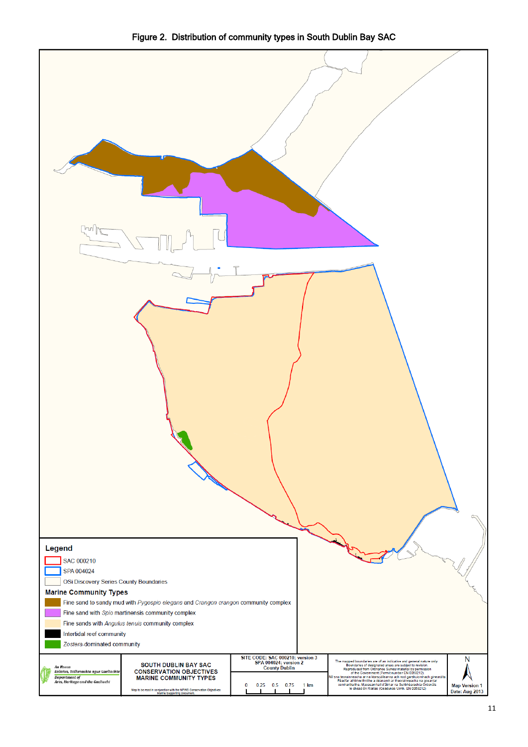# Figure 2. Distribution of community types in South Dublin Bay SAC

**Legend**

- SAC 000210
- SPA 004024
- OSi Discovery Series County Boundaries

**Marine Community Types**

- Fine sand to sandy mud with *Pygospio elegans* and *Crangon crangon* community complex
- Fine sand with *Spio* martinensis community complex
- Fine sands with *Angulus tenuis* community complex
- Intertidal reef community
- *Zostera*-dominated community

An Roinn Ealaíon, Oidhreachta agus Gaeltachta
Department of Arts, Heritage and the Gaeltacht

SOUTH DUBLIN BAY SAC
CONSERVATION OBJECTIVES
MARINE COMMUNITY TYPES

Map to be read in conjunction with the NPWS Conservation Objectives Marine Supporting Document.

SITE CODE: SAC 000210; version 3
SPA 004024; version 2
County Dublin

0 0.25 0.5 0.75 1 km

The mapped boundaries are of an indicative and general nature only. Boundaries of designated areas are subject to revision. Reproduced from Ordnance Survey material by permission of the Government (Permit number EN 0059212).
Níl sna teorainneacha ar na léarscáileanna ach nod garshuíomhach ginearálta. Féadfar athbhreithniú a dhéanamh ar theorainneacha na gceantar comharthaithe. Macasamhail d'ábhar na Suirbhéarachta Ordanáis le chead ón Rialtas (Ceadunas Uimh. EN 0059212)

N

Map Version 1
Date: Aug 2013